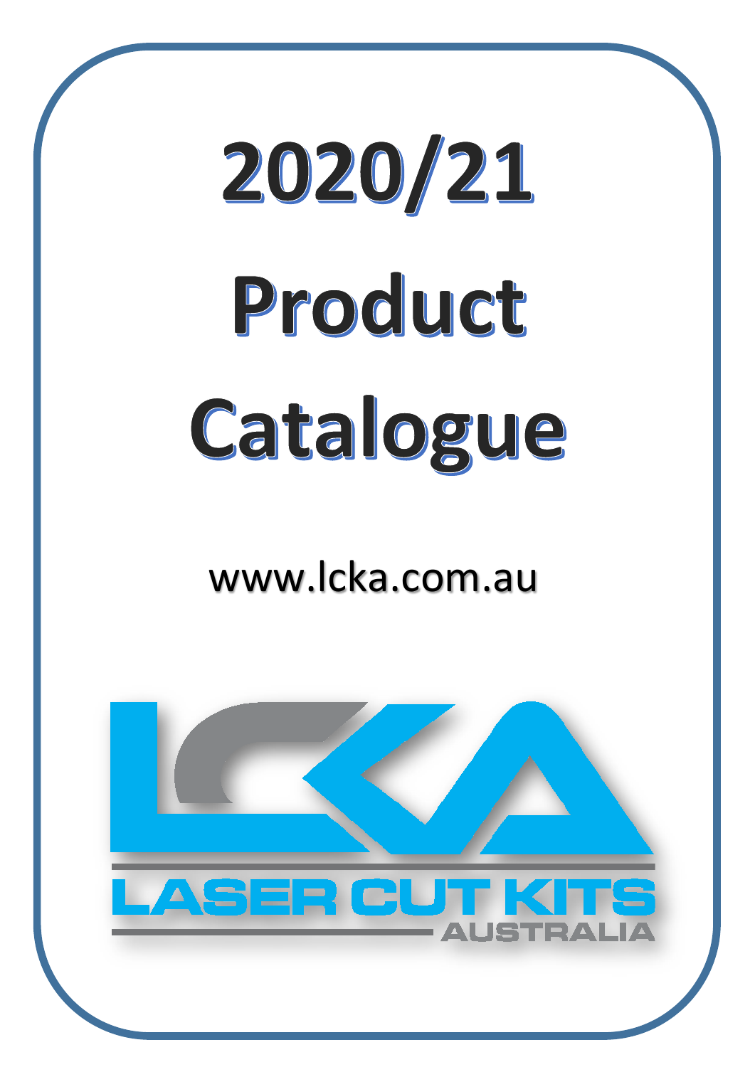# 2020/21

# Product

# Catalogue

www.lcka.com.au

LCKA

LASER CUT KITS

AUSTRALIA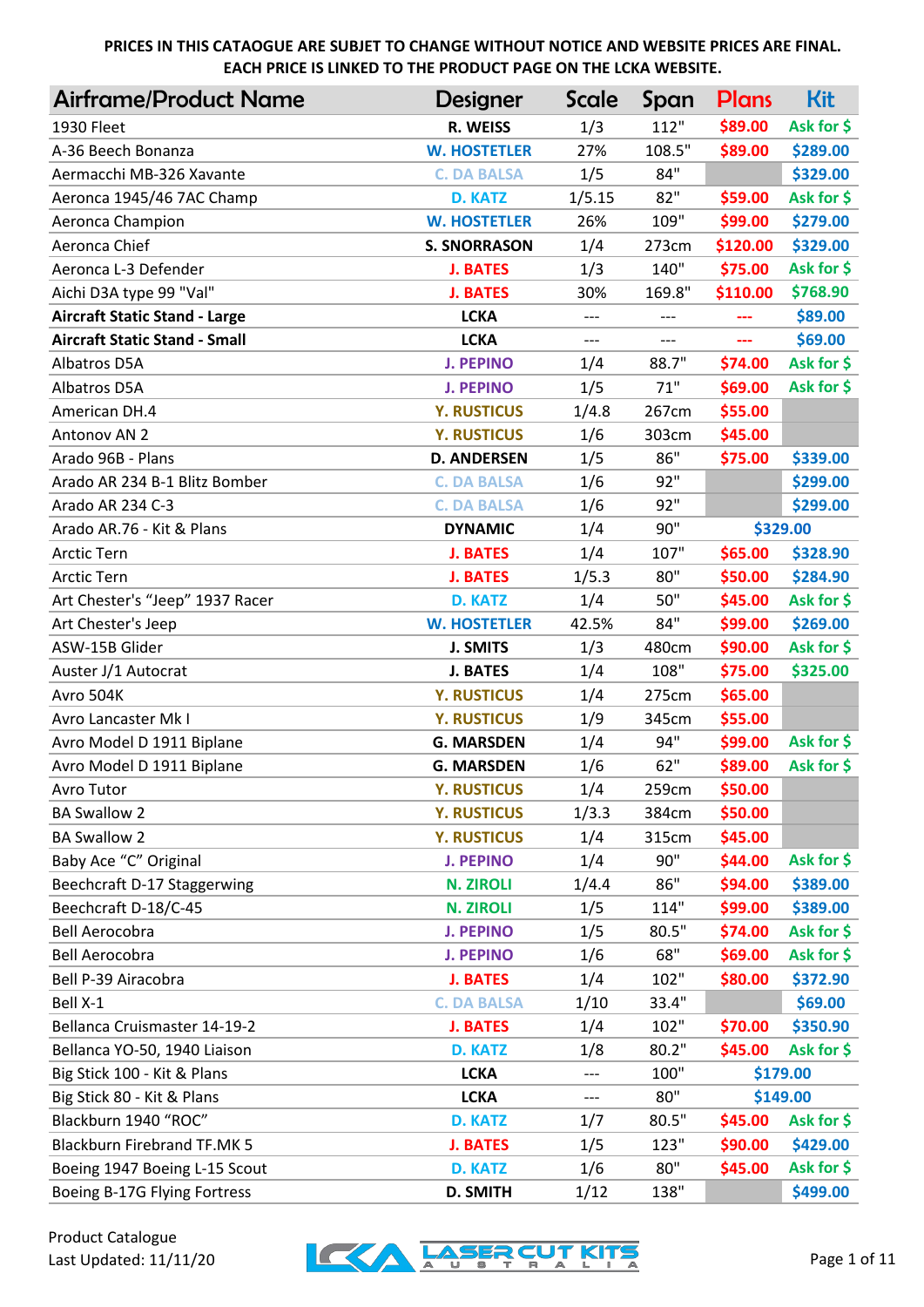PRICES IN THIS CATAOGUE ARE SUBJET TO CHANGE WITHOUT NOTICE AND WEBSITE PRICES ARE FINAL.
EACH PRICE IS LINKED TO THE PRODUCT PAGE ON THE LCKA WEBSITE.

| Airframe/Product Name | Designer | Scale | Span | Plans | Kit |
|---|---|---|---|---|---|
| 1930 Fleet | R. WEISS | 1/3 | 112" | $89.00 | Ask for $ |
| A-36 Beech Bonanza | W. HOSTETLER | 27% | 108.5" | $89.00 | $289.00 |
| Aermacchi MB-326 Xavante | C. DA BALSA | 1/5 | 84" | | $329.00 |
| Aeronca 1945/46 7AC Champ | D. KATZ | 1/5.15 | 82" | $59.00 | Ask for $ |
| Aeronca Champion | W. HOSTETLER | 26% | 109" | $99.00 | $279.00 |
| Aeronca Chief | S. SNORRASON | 1/4 | 273cm | $120.00 | $329.00 |
| Aeronca L-3 Defender | J. BATES | 1/3 | 140" | $75.00 | Ask for $ |
| Aichi D3A type 99 "Val" | J. BATES | 30% | 169.8" | $110.00 | $768.90 |
| **Aircraft Static Stand - Large** | LCKA | --- | --- | --- | $89.00 |
| **Aircraft Static Stand - Small** | LCKA | --- | --- | --- | $69.00 |
| Albatros D5A | J. PEPINO | 1/4 | 88.7" | $74.00 | Ask for $ |
| Albatros D5A | J. PEPINO | 1/5 | 71" | $69.00 | Ask for $ |
| American DH.4 | Y. RUSTICUS | 1/4.8 | 267cm | $55.00 | |
| Antonov AN 2 | Y. RUSTICUS | 1/6 | 303cm | $45.00 | |
| Arado 96B - Plans | D. ANDERSEN | 1/5 | 86" | $75.00 | $339.00 |
| Arado AR 234 B-1 Blitz Bomber | C. DA BALSA | 1/6 | 92" | | $299.00 |
| Arado AR 234 C-3 | C. DA BALSA | 1/6 | 92" | | $299.00 |
| Arado AR.76 - Kit & Plans | DYNAMIC | 1/4 | 90" | $329.00 | |
| Arctic Tern | J. BATES | 1/4 | 107" | $65.00 | $328.90 |
| Arctic Tern | J. BATES | 1/5.3 | 80" | $50.00 | $284.90 |
| Art Chester's "Jeep" 1937 Racer | D. KATZ | 1/4 | 50" | $45.00 | Ask for $ |
| Art Chester's Jeep | W. HOSTETLER | 42.5% | 84" | $99.00 | $269.00 |
| ASW-15B Glider | J. SMITS | 1/3 | 480cm | $90.00 | Ask for $ |
| Auster J/1 Autocrat | J. BATES | 1/4 | 108" | $75.00 | $325.00 |
| Avro 504K | Y. RUSTICUS | 1/4 | 275cm | $65.00 | |
| Avro Lancaster Mk I | Y. RUSTICUS | 1/9 | 345cm | $55.00 | |
| Avro Model D 1911 Biplane | G. MARSDEN | 1/4 | 94" | $99.00 | Ask for $ |
| Avro Model D 1911 Biplane | G. MARSDEN | 1/6 | 62" | $89.00 | Ask for $ |
| Avro Tutor | Y. RUSTICUS | 1/4 | 259cm | $50.00 | |
| BA Swallow 2 | Y. RUSTICUS | 1/3.3 | 384cm | $50.00 | |
| BA Swallow 2 | Y. RUSTICUS | 1/4 | 315cm | $45.00 | |
| Baby Ace "C" Original | J. PEPINO | 1/4 | 90" | $44.00 | Ask for $ |
| Beechcraft D-17 Staggerwing | N. ZIROLI | 1/4.4 | 86" | $94.00 | $389.00 |
| Beechcraft D-18/C-45 | N. ZIROLI | 1/5 | 114" | $99.00 | $389.00 |
| Bell Aerocobra | J. PEPINO | 1/5 | 80.5" | $74.00 | Ask for $ |
| Bell Aerocobra | J. PEPINO | 1/6 | 68" | $69.00 | Ask for $ |
| Bell P-39 Airacobra | J. BATES | 1/4 | 102" | $80.00 | $372.90 |
| Bell X-1 | C. DA BALSA | 1/10 | 33.4" | | $69.00 |
| Bellanca Cruismaster 14-19-2 | J. BATES | 1/4 | 102" | $70.00 | $350.90 |
| Bellanca YO-50, 1940 Liaison | D. KATZ | 1/8 | 80.2" | $45.00 | Ask for $ |
| Big Stick 100 - Kit & Plans | LCKA | --- | 100" | $179.00 | |
| Big Stick 80 - Kit & Plans | LCKA | --- | 80" | $149.00 | |
| Blackburn 1940 "ROC" | D. KATZ | 1/7 | 80.5" | $45.00 | Ask for $ |
| Blackburn Firebrand TF.MK 5 | J. BATES | 1/5 | 123" | $90.00 | $429.00 |
| Boeing 1947 Boeing L-15 Scout | D. KATZ | 1/6 | 80" | $45.00 | Ask for $ |
| Boeing B-17G Flying Fortress | D. SMITH | 1/12 | 138" | | $499.00 |

Product Catalogue
Last Updated: 11/11/20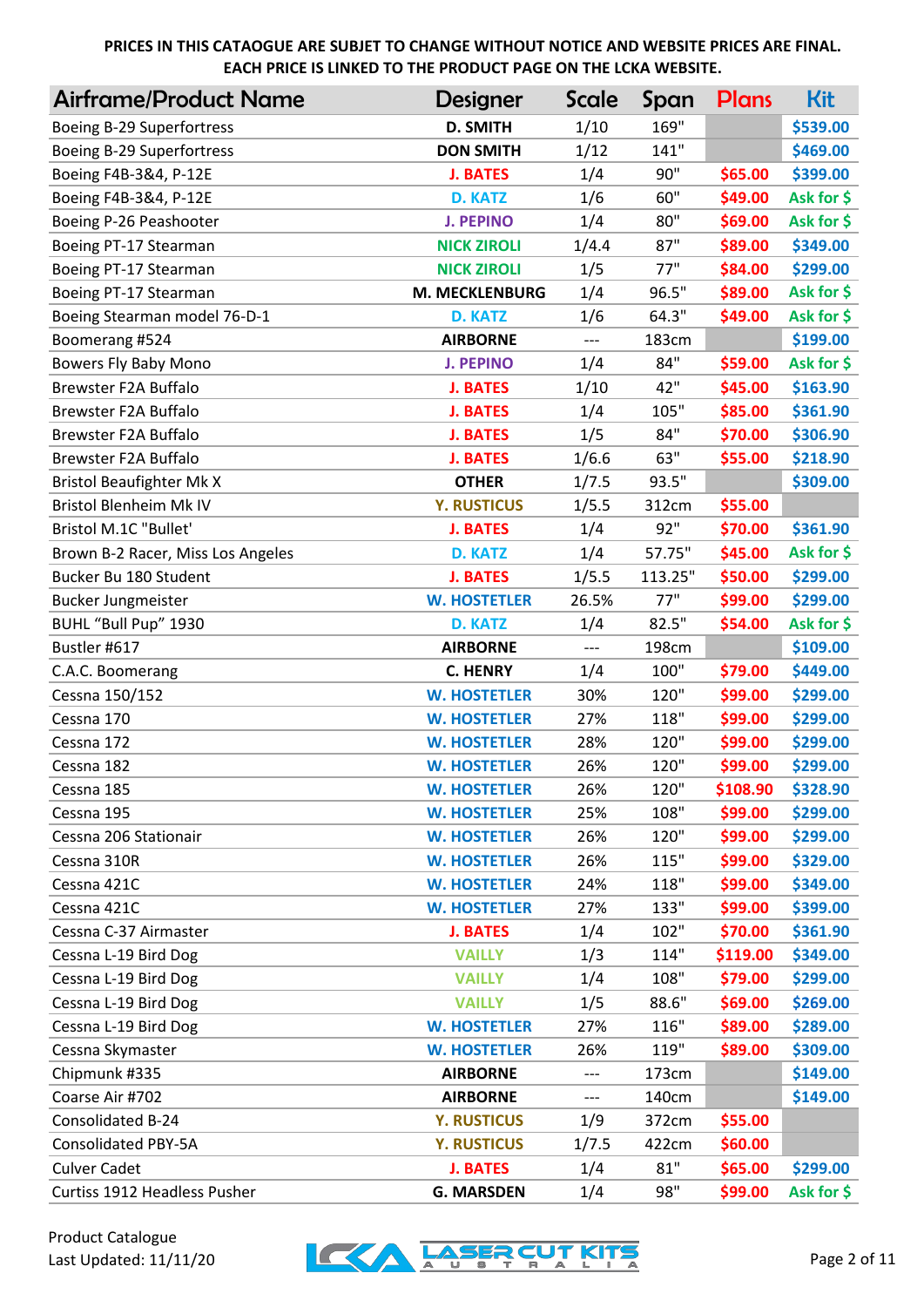PRICES IN THIS CATAOGUE ARE SUBJET TO CHANGE WITHOUT NOTICE AND WEBSITE PRICES ARE FINAL.
EACH PRICE IS LINKED TO THE PRODUCT PAGE ON THE LCKA WEBSITE.

| Airframe/Product Name | Designer | Scale | Span | Plans | Kit |
|---|---|---|---|---|---|
| Boeing B-29 Superfortress | D. SMITH | 1/10 | 169" | | $539.00 |
| Boeing B-29 Superfortress | DON SMITH | 1/12 | 141" | | $469.00 |
| Boeing F4B-3&4, P-12E | J. BATES | 1/4 | 90" | $65.00 | $399.00 |
| Boeing F4B-3&4, P-12E | D. KATZ | 1/6 | 60" | $49.00 | Ask for $ |
| Boeing P-26 Peashooter | J. PEPINO | 1/4 | 80" | $69.00 | Ask for $ |
| Boeing PT-17 Stearman | NICK ZIROLI | 1/4.4 | 87" | $89.00 | $349.00 |
| Boeing PT-17 Stearman | NICK ZIROLI | 1/5 | 77" | $84.00 | $299.00 |
| Boeing PT-17 Stearman | M. MECKLENBURG | 1/4 | 96.5" | $89.00 | Ask for $ |
| Boeing Stearman model 76-D-1 | D. KATZ | 1/6 | 64.3" | $49.00 | Ask for $ |
| Boomerang #524 | AIRBORNE | --- | 183cm | | $199.00 |
| Bowers Fly Baby Mono | J. PEPINO | 1/4 | 84" | $59.00 | Ask for $ |
| Brewster F2A Buffalo | J. BATES | 1/10 | 42" | $45.00 | $163.90 |
| Brewster F2A Buffalo | J. BATES | 1/4 | 105" | $85.00 | $361.90 |
| Brewster F2A Buffalo | J. BATES | 1/5 | 84" | $70.00 | $306.90 |
| Brewster F2A Buffalo | J. BATES | 1/6.6 | 63" | $55.00 | $218.90 |
| Bristol Beaufighter Mk X | OTHER | 1/7.5 | 93.5" | | $309.00 |
| Bristol Blenheim Mk IV | Y. RUSTICUS | 1/5.5 | 312cm | $55.00 | |
| Bristol M.1C "Bullet' | J. BATES | 1/4 | 92" | $70.00 | $361.90 |
| Brown B-2 Racer, Miss Los Angeles | D. KATZ | 1/4 | 57.75" | $45.00 | Ask for $ |
| Bucker Bu 180 Student | J. BATES | 1/5.5 | 113.25" | $50.00 | $299.00 |
| Bucker Jungmeister | W. HOSTETLER | 26.5% | 77" | $99.00 | $299.00 |
| BUHL “Bull Pup” 1930 | D. KATZ | 1/4 | 82.5" | $54.00 | Ask for $ |
| Bustler #617 | AIRBORNE | --- | 198cm | | $109.00 |
| C.A.C. Boomerang | C. HENRY | 1/4 | 100" | $79.00 | $449.00 |
| Cessna 150/152 | W. HOSTETLER | 30% | 120" | $99.00 | $299.00 |
| Cessna 170 | W. HOSTETLER | 27% | 118" | $99.00 | $299.00 |
| Cessna 172 | W. HOSTETLER | 28% | 120" | $99.00 | $299.00 |
| Cessna 182 | W. HOSTETLER | 26% | 120" | $99.00 | $299.00 |
| Cessna 185 | W. HOSTETLER | 26% | 120" | $108.90 | $328.90 |
| Cessna 195 | W. HOSTETLER | 25% | 108" | $99.00 | $299.00 |
| Cessna 206 Stationair | W. HOSTETLER | 26% | 120" | $99.00 | $299.00 |
| Cessna 310R | W. HOSTETLER | 26% | 115" | $99.00 | $329.00 |
| Cessna 421C | W. HOSTETLER | 24% | 118" | $99.00 | $349.00 |
| Cessna 421C | W. HOSTETLER | 27% | 133" | $99.00 | $399.00 |
| Cessna C-37 Airmaster | J. BATES | 1/4 | 102" | $70.00 | $361.90 |
| Cessna L-19 Bird Dog | VAILLY | 1/3 | 114" | $119.00 | $349.00 |
| Cessna L-19 Bird Dog | VAILLY | 1/4 | 108" | $79.00 | $299.00 |
| Cessna L-19 Bird Dog | VAILLY | 1/5 | 88.6" | $69.00 | $269.00 |
| Cessna L-19 Bird Dog | W. HOSTETLER | 27% | 116" | $89.00 | $289.00 |
| Cessna Skymaster | W. HOSTETLER | 26% | 119" | $89.00 | $309.00 |
| Chipmunk #335 | AIRBORNE | --- | 173cm | | $149.00 |
| Coarse Air #702 | AIRBORNE | --- | 140cm | | $149.00 |
| Consolidated B-24 | Y. RUSTICUS | 1/9 | 372cm | $55.00 | |
| Consolidated PBY-5A | Y. RUSTICUS | 1/7.5 | 422cm | $60.00 | |
| Culver Cadet | J. BATES | 1/4 | 81" | $65.00 | $299.00 |
| Curtiss 1912 Headless Pusher | G. MARSDEN | 1/4 | 98" | $99.00 | Ask for $ |

Product Catalogue
Last Updated: 11/11/20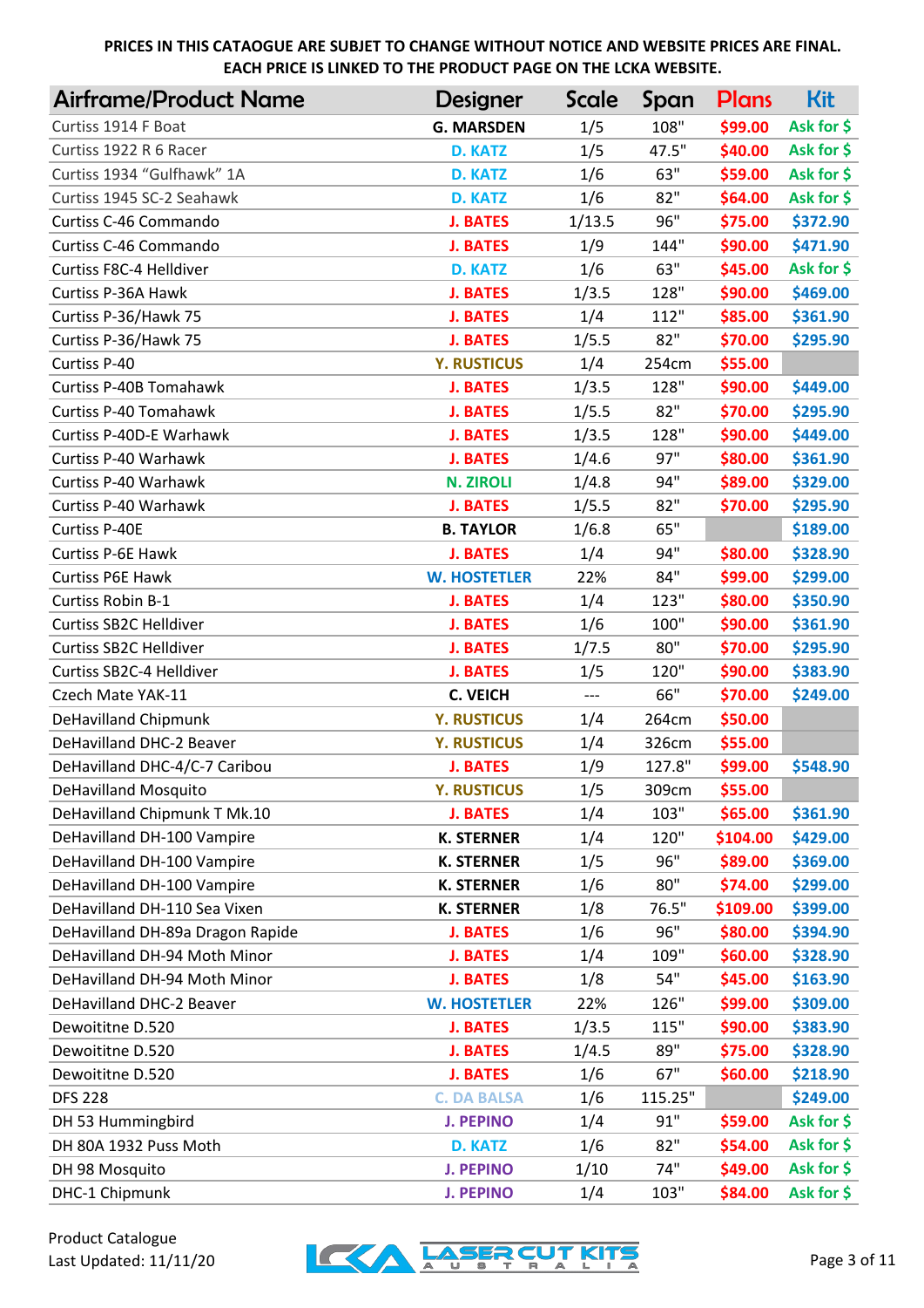PRICES IN THIS CATAOGUE ARE SUBJET TO CHANGE WITHOUT NOTICE AND WEBSITE PRICES ARE FINAL.
EACH PRICE IS LINKED TO THE PRODUCT PAGE ON THE LCKA WEBSITE.

| Airframe/Product Name | Designer | Scale | Span | Plans | Kit |
|---|---|---|---|---|---|
| Curtiss 1914 F Boat | G. MARSDEN | 1/5 | 108" | $99.00 | Ask for $ |
| Curtiss 1922 R 6 Racer | D. KATZ | 1/5 | 47.5" | $40.00 | Ask for $ |
| Curtiss 1934 "Gulfhawk" 1A | D. KATZ | 1/6 | 63" | $59.00 | Ask for $ |
| Curtiss 1945 SC-2 Seahawk | D. KATZ | 1/6 | 82" | $64.00 | Ask for $ |
| Curtiss C-46 Commando | J. BATES | 1/13.5 | 96" | $75.00 | $372.90 |
| Curtiss C-46 Commando | J. BATES | 1/9 | 144" | $90.00 | $471.90 |
| Curtiss F8C-4 Helldiver | D. KATZ | 1/6 | 63" | $45.00 | Ask for $ |
| Curtiss P-36A Hawk | J. BATES | 1/3.5 | 128" | $90.00 | $469.00 |
| Curtiss P-36/Hawk 75 | J. BATES | 1/4 | 112" | $85.00 | $361.90 |
| Curtiss P-36/Hawk 75 | J. BATES | 1/5.5 | 82" | $70.00 | $295.90 |
| Curtiss P-40 | Y. RUSTICUS | 1/4 | 254cm | $55.00 | |
| Curtiss P-40B Tomahawk | J. BATES | 1/3.5 | 128" | $90.00 | $449.00 |
| Curtiss P-40 Tomahawk | J. BATES | 1/5.5 | 82" | $70.00 | $295.90 |
| Curtiss P-40D-E Warhawk | J. BATES | 1/3.5 | 128" | $90.00 | $449.00 |
| Curtiss P-40 Warhawk | J. BATES | 1/4.6 | 97" | $80.00 | $361.90 |
| Curtiss P-40 Warhawk | N. ZIROLI | 1/4.8 | 94" | $89.00 | $329.00 |
| Curtiss P-40 Warhawk | J. BATES | 1/5.5 | 82" | $70.00 | $295.90 |
| Curtiss P-40E | B. TAYLOR | 1/6.8 | 65" | | $189.00 |
| Curtiss P-6E Hawk | J. BATES | 1/4 | 94" | $80.00 | $328.90 |
| Curtiss P6E Hawk | W. HOSTETLER | 22% | 84" | $99.00 | $299.00 |
| Curtiss Robin B-1 | J. BATES | 1/4 | 123" | $80.00 | $350.90 |
| Curtiss SB2C Helldiver | J. BATES | 1/6 | 100" | $90.00 | $361.90 |
| Curtiss SB2C Helldiver | J. BATES | 1/7.5 | 80" | $70.00 | $295.90 |
| Curtiss SB2C-4 Helldiver | J. BATES | 1/5 | 120" | $90.00 | $383.90 |
| Czech Mate YAK-11 | C. VEICH | --- | 66" | $70.00 | $249.00 |
| DeHavilland Chipmunk | Y. RUSTICUS | 1/4 | 264cm | $50.00 | |
| DeHavilland DHC-2 Beaver | Y. RUSTICUS | 1/4 | 326cm | $55.00 | |
| DeHavilland DHC-4/C-7 Caribou | J. BATES | 1/9 | 127.8" | $99.00 | $548.90 |
| DeHavilland Mosquito | Y. RUSTICUS | 1/5 | 309cm | $55.00 | |
| DeHavilland Chipmunk T Mk.10 | J. BATES | 1/4 | 103" | $65.00 | $361.90 |
| DeHavilland DH-100 Vampire | K. STERNER | 1/4 | 120" | $104.00 | $429.00 |
| DeHavilland DH-100 Vampire | K. STERNER | 1/5 | 96" | $89.00 | $369.00 |
| DeHavilland DH-100 Vampire | K. STERNER | 1/6 | 80" | $74.00 | $299.00 |
| DeHavilland DH-110 Sea Vixen | K. STERNER | 1/8 | 76.5" | $109.00 | $399.00 |
| DeHavilland DH-89a Dragon Rapide | J. BATES | 1/6 | 96" | $80.00 | $394.90 |
| DeHavilland DH-94 Moth Minor | J. BATES | 1/4 | 109" | $60.00 | $328.90 |
| DeHavilland DH-94 Moth Minor | J. BATES | 1/8 | 54" | $45.00 | $163.90 |
| DeHavilland DHC-2 Beaver | W. HOSTETLER | 22% | 126" | $99.00 | $309.00 |
| Dewoitine D.520 | J. BATES | 1/3.5 | 115" | $90.00 | $383.90 |
| Dewoitine D.520 | J. BATES | 1/4.5 | 89" | $75.00 | $328.90 |
| Dewoitine D.520 | J. BATES | 1/6 | 67" | $60.00 | $218.90 |
| DFS 228 | C. DA BALSA | 1/6 | 115.25" | | $249.00 |
| DH 53 Hummingbird | J. PEPINO | 1/4 | 91" | $59.00 | Ask for $ |
| DH 80A 1932 Puss Moth | D. KATZ | 1/6 | 82" | $54.00 | Ask for $ |
| DH 98 Mosquito | J. PEPINO | 1/10 | 74" | $49.00 | Ask for $ |
| DHC-1 Chipmunk | J. PEPINO | 1/4 | 103" | $84.00 | Ask for $ |

Product Catalogue
Last Updated: 11/11/20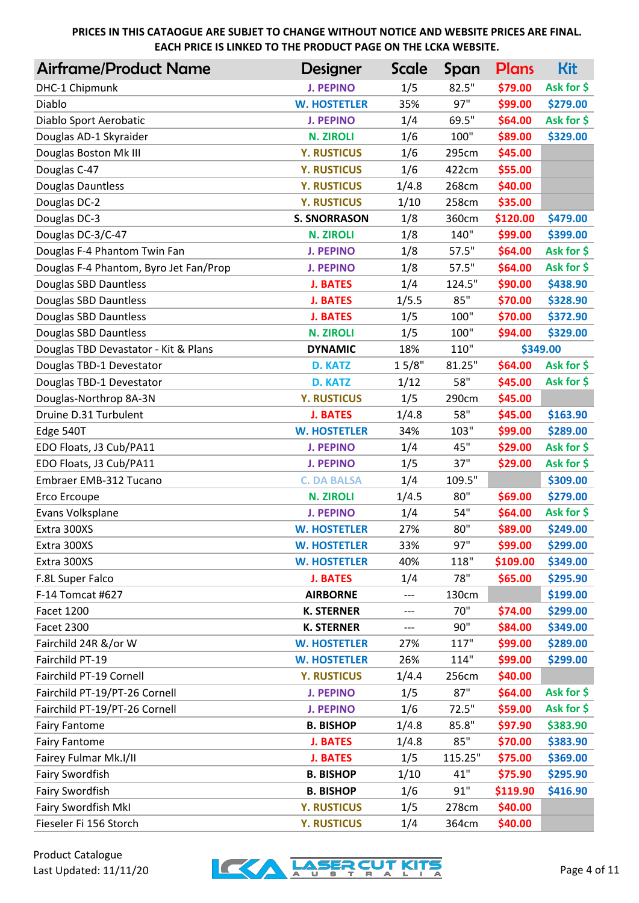PRICES IN THIS CATAOGUE ARE SUBJET TO CHANGE WITHOUT NOTICE AND WEBSITE PRICES ARE FINAL.
EACH PRICE IS LINKED TO THE PRODUCT PAGE ON THE LCKA WEBSITE.

| Airframe/Product Name | Designer | Scale | Span | Plans | Kit |
|---|---|---|---|---|---|
| DHC-1 Chipmunk | J. PEPINO | 1/5 | 82.5" | $79.00 | Ask for $ |
| Diablo | W. HOSTETLER | 35% | 97" | $99.00 | $279.00 |
| Diablo Sport Aerobatic | J. PEPINO | 1/4 | 69.5" | $64.00 | Ask for $ |
| Douglas AD-1 Skyraider | N. ZIROLI | 1/6 | 100" | $89.00 | $329.00 |
| Douglas Boston Mk III | Y. RUSTICUS | 1/6 | 295cm | $45.00 | |
| Douglas C-47 | Y. RUSTICUS | 1/6 | 422cm | $55.00 | |
| Douglas Dauntless | Y. RUSTICUS | 1/4.8 | 268cm | $40.00 | |
| Douglas DC-2 | Y. RUSTICUS | 1/10 | 258cm | $35.00 | |
| Douglas DC-3 | S. SNORRASON | 1/8 | 360cm | $120.00 | $479.00 |
| Douglas DC-3/C-47 | N. ZIROLI | 1/8 | 140" | $99.00 | $399.00 |
| Douglas F-4 Phantom Twin Fan | J. PEPINO | 1/8 | 57.5" | $64.00 | Ask for $ |
| Douglas F-4 Phantom, Byro Jet Fan/Prop | J. PEPINO | 1/8 | 57.5" | $64.00 | Ask for $ |
| Douglas SBD Dauntless | J. BATES | 1/4 | 124.5" | $90.00 | $438.90 |
| Douglas SBD Dauntless | J. BATES | 1/5.5 | 85" | $70.00 | $328.90 |
| Douglas SBD Dauntless | J. BATES | 1/5 | 100" | $70.00 | $372.90 |
| Douglas SBD Dauntless | N. ZIROLI | 1/5 | 100" | $94.00 | $329.00 |
| Douglas TBD Devastator - Kit & Plans | DYNAMIC | 18% | 110" | $349.00 | |
| Douglas TBD-1 Devestator | D. KATZ | 1 5/8" | 81.25" | $64.00 | Ask for $ |
| Douglas TBD-1 Devestator | D. KATZ | 1/12 | 58" | $45.00 | Ask for $ |
| Douglas-Northrop 8A-3N | Y. RUSTICUS | 1/5 | 290cm | $45.00 | |
| Druine D.31 Turbulent | J. BATES | 1/4.8 | 58" | $45.00 | $163.90 |
| Edge 540T | W. HOSTETLER | 34% | 103" | $99.00 | $289.00 |
| EDO Floats, J3 Cub/PA11 | J. PEPINO | 1/4 | 45" | $29.00 | Ask for $ |
| EDO Floats, J3 Cub/PA11 | J. PEPINO | 1/5 | 37" | $29.00 | Ask for $ |
| Embraer EMB-312 Tucano | C. DA BALSA | 1/4 | 109.5" | | $309.00 |
| Erco Ercoupe | N. ZIROLI | 1/4.5 | 80" | $69.00 | $279.00 |
| Evans Volksplane | J. PEPINO | 1/4 | 54" | $64.00 | Ask for $ |
| Extra 300XS | W. HOSTETLER | 27% | 80" | $89.00 | $249.00 |
| Extra 300XS | W. HOSTETLER | 33% | 97" | $99.00 | $299.00 |
| Extra 300XS | W. HOSTETLER | 40% | 118" | $109.00 | $349.00 |
| F.8L Super Falco | J. BATES | 1/4 | 78" | $65.00 | $295.90 |
| F-14 Tomcat #627 | AIRBORNE | --- | 130cm | | $199.00 |
| Facet 1200 | K. STERNER | --- | 70" | $74.00 | $299.00 |
| Facet 2300 | K. STERNER | --- | 90" | $84.00 | $349.00 |
| Fairchild 24R &/or W | W. HOSTETLER | 27% | 117" | $99.00 | $289.00 |
| Fairchild PT-19 | W. HOSTETLER | 26% | 114" | $99.00 | $299.00 |
| Fairchild PT-19 Cornell | Y. RUSTICUS | 1/4.4 | 256cm | $40.00 | |
| Fairchild PT-19/PT-26 Cornell | J. PEPINO | 1/5 | 87" | $64.00 | Ask for $ |
| Fairchild PT-19/PT-26 Cornell | J. PEPINO | 1/6 | 72.5" | $59.00 | Ask for $ |
| Fairy Fantome | B. BISHOP | 1/4.8 | 85.8" | $97.90 | $383.90 |
| Fairy Fantome | J. BATES | 1/4.8 | 85" | $70.00 | $383.90 |
| Fairey Fulmar Mk.I/II | J. BATES | 1/5 | 115.25" | $75.00 | $369.00 |
| Fairy Swordfish | B. BISHOP | 1/10 | 41" | $75.90 | $295.90 |
| Fairy Swordfish | B. BISHOP | 1/6 | 91" | $119.90 | $416.90 |
| Fairy Swordfish MkI | Y. RUSTICUS | 1/5 | 278cm | $40.00 | |
| Fieseler Fi 156 Storch | Y. RUSTICUS | 1/4 | 364cm | $40.00 | |

Product Catalogue
Last Updated: 11/11/20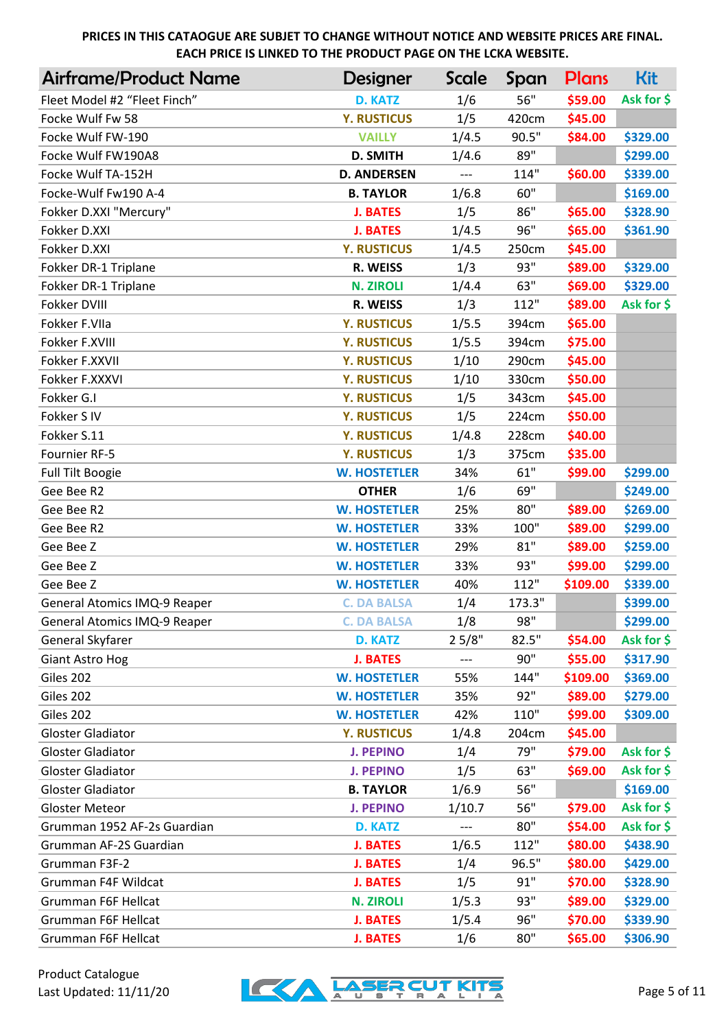PRICES IN THIS CATAOGUE ARE SUBJET TO CHANGE WITHOUT NOTICE AND WEBSITE PRICES ARE FINAL. EACH PRICE IS LINKED TO THE PRODUCT PAGE ON THE LCKA WEBSITE.

| Airframe/Product Name | Designer | Scale | Span | Plans | Kit |
|---|---|---|---|---|---|
| Fleet Model #2 "Fleet Finch" | D. KATZ | 1/6 | 56" | $59.00 | Ask for $ |
| Focke Wulf Fw 58 | Y. RUSTICUS | 1/5 | 420cm | $45.00 | |
| Focke Wulf FW-190 | VAILLY | 1/4.5 | 90.5" | $84.00 | $329.00 |
| Focke Wulf FW190A8 | D. SMITH | 1/4.6 | 89" | | $299.00 |
| Focke Wulf TA-152H | D. ANDERSEN | --- | 114" | $60.00 | $339.00 |
| Focke-Wulf Fw190 A-4 | B. TAYLOR | 1/6.8 | 60" | | $169.00 |
| Fokker D.XXI "Mercury" | J. BATES | 1/5 | 86" | $65.00 | $328.90 |
| Fokker D.XXI | J. BATES | 1/4.5 | 96" | $65.00 | $361.90 |
| Fokker D.XXI | Y. RUSTICUS | 1/4.5 | 250cm | $45.00 | |
| Fokker DR-1 Triplane | R. WEISS | 1/3 | 93" | $89.00 | $329.00 |
| Fokker DR-1 Triplane | N. ZIROLI | 1/4.4 | 63" | $69.00 | $329.00 |
| Fokker DVIII | R. WEISS | 1/3 | 112" | $89.00 | Ask for $ |
| Fokker F.VIIa | Y. RUSTICUS | 1/5.5 | 394cm | $65.00 | |
| Fokker F.XVIII | Y. RUSTICUS | 1/5.5 | 394cm | $75.00 | |
| Fokker F.XXVII | Y. RUSTICUS | 1/10 | 290cm | $45.00 | |
| Fokker F.XXXVI | Y. RUSTICUS | 1/10 | 330cm | $50.00 | |
| Fokker G.I | Y. RUSTICUS | 1/5 | 343cm | $45.00 | |
| Fokker S IV | Y. RUSTICUS | 1/5 | 224cm | $50.00 | |
| Fokker S.11 | Y. RUSTICUS | 1/4.8 | 228cm | $40.00 | |
| Fournier RF-5 | Y. RUSTICUS | 1/3 | 375cm | $35.00 | |
| Full Tilt Boogie | W. HOSTETLER | 34% | 61" | $99.00 | $299.00 |
| Gee Bee R2 | OTHER | 1/6 | 69" | | $249.00 |
| Gee Bee R2 | W. HOSTETLER | 25% | 80" | $89.00 | $269.00 |
| Gee Bee R2 | W. HOSTETLER | 33% | 100" | $89.00 | $299.00 |
| Gee Bee Z | W. HOSTETLER | 29% | 81" | $89.00 | $259.00 |
| Gee Bee Z | W. HOSTETLER | 33% | 93" | $99.00 | $299.00 |
| Gee Bee Z | W. HOSTETLER | 40% | 112" | $109.00 | $339.00 |
| General Atomics IMQ-9 Reaper | C. DA BALSA | 1/4 | 173.3" | | $399.00 |
| General Atomics IMQ-9 Reaper | C. DA BALSA | 1/8 | 98" | | $299.00 |
| General Skyfarer | D. KATZ | 2 5/8" | 82.5" | $54.00 | Ask for $ |
| Giant Astro Hog | J. BATES | --- | 90" | $55.00 | $317.90 |
| Giles 202 | W. HOSTETLER | 55% | 144" | $109.00 | $369.00 |
| Giles 202 | W. HOSTETLER | 35% | 92" | $89.00 | $279.00 |
| Giles 202 | W. HOSTETLER | 42% | 110" | $99.00 | $309.00 |
| Gloster Gladiator | Y. RUSTICUS | 1/4.8 | 204cm | $45.00 | |
| Gloster Gladiator | J. PEPINO | 1/4 | 79" | $79.00 | Ask for $ |
| Gloster Gladiator | J. PEPINO | 1/5 | 63" | $69.00 | Ask for $ |
| Gloster Gladiator | B. TAYLOR | 1/6.9 | 56" | | $169.00 |
| Gloster Meteor | J. PEPINO | 1/10.7 | 56" | $79.00 | Ask for $ |
| Grumman 1952 AF-2s Guardian | D. KATZ | --- | 80" | $54.00 | Ask for $ |
| Grumman AF-2S Guardian | J. BATES | 1/6.5 | 112" | $80.00 | $438.90 |
| Grumman F3F-2 | J. BATES | 1/4 | 96.5" | $80.00 | $429.00 |
| Grumman F4F Wildcat | J. BATES | 1/5 | 91" | $70.00 | $328.90 |
| Grumman F6F Hellcat | N. ZIROLI | 1/5.3 | 93" | $89.00 | $329.00 |
| Grumman F6F Hellcat | J. BATES | 1/5.4 | 96" | $70.00 | $339.90 |
| Grumman F6F Hellcat | J. BATES | 1/6 | 80" | $65.00 | $306.90 |

Product Catalogue
Last Updated: 11/11/20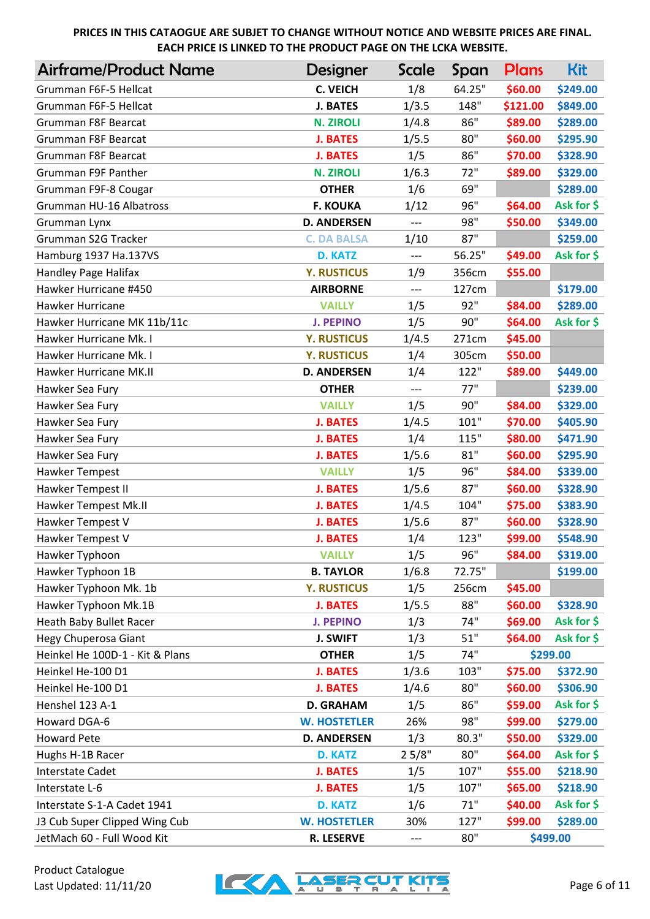PRICES IN THIS CATAGUE ARE SUBJET TO CHANGE WITHOUT NOTICE AND WEBSITE PRICES ARE FINAL.
EACH PRICE IS LINKED TO THE PRODUCT PAGE ON THE LCKA WEBSITE.

| Airframe/Product Name | Designer | Scale | Span | Plans | Kit |
|---|---|---|---|---|---|
| Grumman F6F-5 Hellcat | C. VEICH | 1/8 | 64.25" | $60.00 | $249.00 |
| Grumman F6F-5 Hellcat | J. BATES | 1/3.5 | 148" | $121.00 | $849.00 |
| Grumman F8F Bearcat | N. ZIROLI | 1/4.8 | 86" | $89.00 | $289.00 |
| Grumman F8F Bearcat | J. BATES | 1/5.5 | 80" | $60.00 | $295.90 |
| Grumman F8F Bearcat | J. BATES | 1/5 | 86" | $70.00 | $328.90 |
| Grumman F9F Panther | N. ZIROLI | 1/6.3 | 72" | $89.00 | $329.00 |
| Grumman F9F-8 Cougar | OTHER | 1/6 | 69" | | $289.00 |
| Grumman HU-16 Albatross | F. KOUKA | 1/12 | 96" | $64.00 | Ask for $ |
| Grumman Lynx | D. ANDERSEN | --- | 98" | $50.00 | $349.00 |
| Grumman S2G Tracker | C. DA BALSA | 1/10 | 87" | | $259.00 |
| Hamburg 1937 Ha.137VS | D. KATZ | --- | 56.25" | $49.00 | Ask for $ |
| Handley Page Halifax | Y. RUSTICUS | 1/9 | 356cm | $55.00 | |
| Hawker Hurricane #450 | AIRBORNE | --- | 127cm | | $179.00 |
| Hawker Hurricane | VAILLY | 1/5 | 92" | $84.00 | $289.00 |
| Hawker Hurricane MK 11b/11c | J. PEPINO | 1/5 | 90" | $64.00 | Ask for $ |
| Hawker Hurricane Mk. I | Y. RUSTICUS | 1/4.5 | 271cm | $45.00 | |
| Hawker Hurricane Mk. I | Y. RUSTICUS | 1/4 | 305cm | $50.00 | |
| Hawker Hurricane MK.II | D. ANDERSEN | 1/4 | 122" | $89.00 | $449.00 |
| Hawker Sea Fury | OTHER | --- | 77" | | $239.00 |
| Hawker Sea Fury | VAILLY | 1/5 | 90" | $84.00 | $329.00 |
| Hawker Sea Fury | J. BATES | 1/4.5 | 101" | $70.00 | $405.90 |
| Hawker Sea Fury | J. BATES | 1/4 | 115" | $80.00 | $471.90 |
| Hawker Sea Fury | J. BATES | 1/5.6 | 81" | $60.00 | $295.90 |
| Hawker Tempest | VAILLY | 1/5 | 96" | $84.00 | $339.00 |
| Hawker Tempest II | J. BATES | 1/5.6 | 87" | $60.00 | $328.90 |
| Hawker Tempest Mk.II | J. BATES | 1/4.5 | 104" | $75.00 | $383.90 |
| Hawker Tempest V | J. BATES | 1/5.6 | 87" | $60.00 | $328.90 |
| Hawker Tempest V | J. BATES | 1/4 | 123" | $99.00 | $548.90 |
| Hawker Typhoon | VAILLY | 1/5 | 96" | $84.00 | $319.00 |
| Hawker Typhoon 1B | B. TAYLOR | 1/6.8 | 72.75" | | $199.00 |
| Hawker Typhoon Mk. 1b | Y. RUSTICUS | 1/5 | 256cm | $45.00 | |
| Hawker Typhoon Mk.1B | J. BATES | 1/5.5 | 88" | $60.00 | $328.90 |
| Heath Baby Bullet Racer | J. PEPINO | 1/3 | 74" | $69.00 | Ask for $ |
| Hegy Chuperosa Giant | J. SWIFT | 1/3 | 51" | $64.00 | Ask for $ |
| Heinkel He 100D-1 - Kit & Plans | OTHER | 1/5 | 74" | $299.00 | |
| Heinkel He-100 D1 | J. BATES | 1/3.6 | 103" | $75.00 | $372.90 |
| Heinkel He-100 D1 | J. BATES | 1/4.6 | 80" | $60.00 | $306.90 |
| Henshel 123 A-1 | D. GRAHAM | 1/5 | 86" | $59.00 | Ask for $ |
| Howard DGA-6 | W. HOSTETLER | 26% | 98" | $99.00 | $279.00 |
| Howard Pete | D. ANDERSEN | 1/3 | 80.3" | $50.00 | $329.00 |
| Hughs H-1B Racer | D. KATZ | 2 5/8" | 80" | $64.00 | Ask for $ |
| Interstate Cadet | J. BATES | 1/5 | 107" | $55.00 | $218.90 |
| Interstate L-6 | J. BATES | 1/5 | 107" | $65.00 | $218.90 |
| Interstate S-1-A Cadet 1941 | D. KATZ | 1/6 | 71" | $40.00 | Ask for $ |
| J3 Cub Super Clipped Wing Cub | W. HOSTETLER | 30% | 127" | $99.00 | $289.00 |
| JetMach 60 - Full Wood Kit | R. LESERVE | --- | 80" | $499.00 | |

Product Catalogue
Last Updated: 11/11/20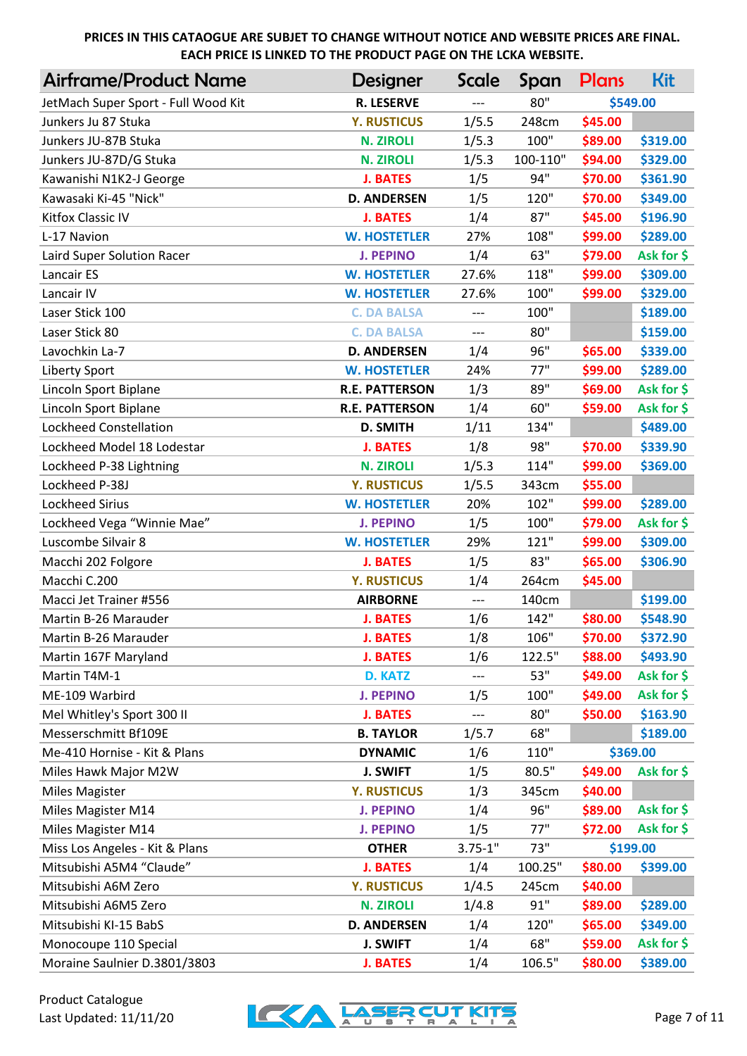PRICES IN THIS CATAOGUE ARE SUBJET TO CHANGE WITHOUT NOTICE AND WEBSITE PRICES ARE FINAL.
EACH PRICE IS LINKED TO THE PRODUCT PAGE ON THE LCKA WEBSITE.

| Airframe/Product Name | Designer | Scale | Span | Plans | Kit |
|---|---|---|---|---|---|
| JetMach Super Sport - Full Wood Kit | R. LESERVE | --- | 80" | $549.00 | |
| Junkers Ju 87 Stuka | Y. RUSTICUS | 1/5.5 | 248cm | $45.00 | |
| Junkers JU-87B Stuka | N. ZIROLI | 1/5.3 | 100" | $89.00 | $319.00 |
| Junkers JU-87D/G Stuka | N. ZIROLI | 1/5.3 | 100-110" | $94.00 | $329.00 |
| Kawanishi N1K2-J George | J. BATES | 1/5 | 94" | $70.00 | $361.90 |
| Kawasaki Ki-45 "Nick" | D. ANDERSEN | 1/5 | 120" | $70.00 | $349.00 |
| Kitfox Classic IV | J. BATES | 1/4 | 87" | $45.00 | $196.90 |
| L-17 Navion | W. HOSTETLER | 27% | 108" | $99.00 | $289.00 |
| Laird Super Solution Racer | J. PEPINO | 1/4 | 63" | $79.00 | Ask for $ |
| Lancair ES | W. HOSTETLER | 27.6% | 118" | $99.00 | $309.00 |
| Lancair IV | W. HOSTETLER | 27.6% | 100" | $99.00 | $329.00 |
| Laser Stick 100 | C. DA BALSA | --- | 100" | | $189.00 |
| Laser Stick 80 | C. DA BALSA | --- | 80" | | $159.00 |
| Lavochkin La-7 | D. ANDERSEN | 1/4 | 96" | $65.00 | $339.00 |
| Liberty Sport | W. HOSTETLER | 24% | 77" | $99.00 | $289.00 |
| Lincoln Sport Biplane | R.E. PATTERSON | 1/3 | 89" | $69.00 | Ask for $ |
| Lincoln Sport Biplane | R.E. PATTERSON | 1/4 | 60" | $59.00 | Ask for $ |
| Lockheed Constellation | D. SMITH | 1/11 | 134" | | $489.00 |
| Lockheed Model 18 Lodestar | J. BATES | 1/8 | 98" | $70.00 | $339.90 |
| Lockheed P-38 Lightning | N. ZIROLI | 1/5.3 | 114" | $99.00 | $369.00 |
| Lockheed P-38J | Y. RUSTICUS | 1/5.5 | 343cm | $55.00 | |
| Lockheed Sirius | W. HOSTETLER | 20% | 102" | $99.00 | $289.00 |
| Lockheed Vega “Winnie Mae” | J. PEPINO | 1/5 | 100" | $79.00 | Ask for $ |
| Luscombe Silvair 8 | W. HOSTETLER | 29% | 121" | $99.00 | $309.00 |
| Macchi 202 Folgore | J. BATES | 1/5 | 83" | $65.00 | $306.90 |
| Macchi C.200 | Y. RUSTICUS | 1/4 | 264cm | $45.00 | |
| Macci Jet Trainer #556 | AIRBORNE | --- | 140cm | | $199.00 |
| Martin B-26 Marauder | J. BATES | 1/6 | 142" | $80.00 | $548.90 |
| Martin B-26 Marauder | J. BATES | 1/8 | 106" | $70.00 | $372.90 |
| Martin 167F Maryland | J. BATES | 1/6 | 122.5" | $88.00 | $493.90 |
| Martin T4M-1 | D. KATZ | --- | 53" | $49.00 | Ask for $ |
| ME-109 Warbird | J. PEPINO | 1/5 | 100" | $49.00 | Ask for $ |
| Mel Whitley's Sport 300 II | J. BATES | --- | 80" | $50.00 | $163.90 |
| Messerschmitt Bf109E | B. TAYLOR | 1/5.7 | 68" | | $189.00 |
| Me-410 Hornise - Kit & Plans | DYNAMIC | 1/6 | 110" | $369.00 | |
| Miles Hawk Major M2W | J. SWIFT | 1/5 | 80.5" | $49.00 | Ask for $ |
| Miles Magister | Y. RUSTICUS | 1/3 | 345cm | $40.00 | |
| Miles Magister M14 | J. PEPINO | 1/4 | 96" | $89.00 | Ask for $ |
| Miles Magister M14 | J. PEPINO | 1/5 | 77" | $72.00 | Ask for $ |
| Miss Los Angeles - Kit & Plans | OTHER | 3.75-1" | 73" | $199.00 | |
| Mitsubishi A5M4 “Claude” | J. BATES | 1/4 | 100.25" | $80.00 | $399.00 |
| Mitsubishi A6M Zero | Y. RUSTICUS | 1/4.5 | 245cm | $40.00 | |
| Mitsubishi A6M5 Zero | N. ZIROLI | 1/4.8 | 91" | $89.00 | $289.00 |
| Mitsubishi KI-15 BabS | D. ANDERSEN | 1/4 | 120" | $65.00 | $349.00 |
| Monocoupe 110 Special | J. SWIFT | 1/4 | 68" | $59.00 | Ask for $ |
| Moraine Saulnier D.3801/3803 | J. BATES | 1/4 | 106.5" | $80.00 | $389.00 |

Product Catalogue
Last Updated: 11/11/20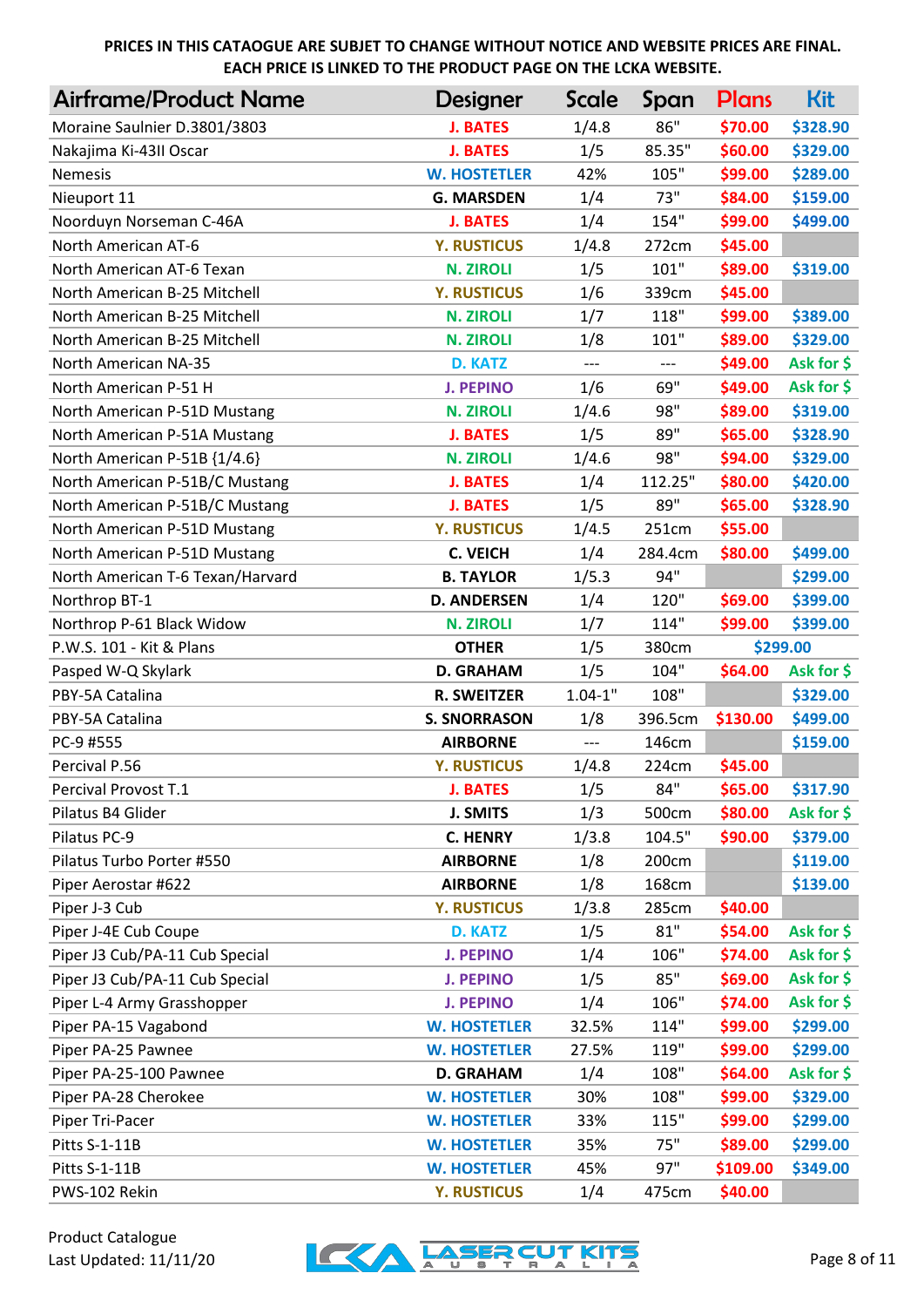**PRICES IN THIS CATAOGUE ARE SUBJET TO CHANGE WITHOUT NOTICE AND WEBSITE PRICES ARE FINAL.
EACH PRICE IS LINKED TO THE PRODUCT PAGE ON THE LCKA WEBSITE.**

| Airframe/Product Name | Designer | Scale | Span | Plans | Kit |
|---|---|---|---|---|---|
| Moraine Saulnier D.3801/3803 | J. BATES | 1/4.8 | 86" | $70.00 | $328.90 |
| Nakajima Ki-43II Oscar | J. BATES | 1/5 | 85.35" | $60.00 | $329.00 |
| Nemesis | W. HOSTETLER | 42% | 105" | $99.00 | $289.00 |
| Nieuport 11 | G. MARSDEN | 1/4 | 73" | $84.00 | $159.00 |
| Noorduyn Norseman C-46A | J. BATES | 1/4 | 154" | $99.00 | $499.00 |
| North American AT-6 | Y. RUSTICUS | 1/4.8 | 272cm | $45.00 | |
| North American AT-6 Texan | N. ZIROLI | 1/5 | 101" | $89.00 | $319.00 |
| North American B-25 Mitchell | Y. RUSTICUS | 1/6 | 339cm | $45.00 | |
| North American B-25 Mitchell | N. ZIROLI | 1/7 | 118" | $99.00 | $389.00 |
| North American B-25 Mitchell | N. ZIROLI | 1/8 | 101" | $89.00 | $329.00 |
| North American NA-35 | D. KATZ | --- | --- | $49.00 | Ask for $ |
| North American P-51 H | J. PEPINO | 1/6 | 69" | $49.00 | Ask for $ |
| North American P-51D Mustang | N. ZIROLI | 1/4.6 | 98" | $89.00 | $319.00 |
| North American P-51A Mustang | J. BATES | 1/5 | 89" | $65.00 | $328.90 |
| North American P-51B {1/4.6} | N. ZIROLI | 1/4.6 | 98" | $94.00 | $329.00 |
| North American P-51B/C Mustang | J. BATES | 1/4 | 112.25" | $80.00 | $420.00 |
| North American P-51B/C Mustang | J. BATES | 1/5 | 89" | $65.00 | $328.90 |
| North American P-51D Mustang | Y. RUSTICUS | 1/4.5 | 251cm | $55.00 | |
| North American P-51D Mustang | C. VEICH | 1/4 | 284.4cm | $80.00 | $499.00 |
| North American T-6 Texan/Harvard | B. TAYLOR | 1/5.3 | 94" | | $299.00 |
| Northrop BT-1 | D. ANDERSEN | 1/4 | 120" | $69.00 | $399.00 |
| Northrop P-61 Black Widow | N. ZIROLI | 1/7 | 114" | $99.00 | $399.00 |
| P.W.S. 101 - Kit & Plans | OTHER | 1/5 | 380cm | $299.00 | |
| Pasped W-Q Skylark | D. GRAHAM | 1/5 | 104" | $64.00 | Ask for $ |
| PBY-5A Catalina | R. SWEITZER | 1.04-1" | 108" | | $329.00 |
| PBY-5A Catalina | S. SNORRASON | 1/8 | 396.5cm | $130.00 | $499.00 |
| PC-9 #555 | AIRBORNE | --- | 146cm | | $159.00 |
| Percival P.56 | Y. RUSTICUS | 1/4.8 | 224cm | $45.00 | |
| Percival Provost T.1 | J. BATES | 1/5 | 84" | $65.00 | $317.90 |
| Pilatus B4 Glider | J. SMITS | 1/3 | 500cm | $80.00 | Ask for $ |
| Pilatus PC-9 | C. HENRY | 1/3.8 | 104.5" | $90.00 | $379.00 |
| Pilatus Turbo Porter #550 | AIRBORNE | 1/8 | 200cm | | $119.00 |
| Piper Aerostar #622 | AIRBORNE | 1/8 | 168cm | | $139.00 |
| Piper J-3 Cub | Y. RUSTICUS | 1/3.8 | 285cm | $40.00 | |
| Piper J-4E Cub Coupe | D. KATZ | 1/5 | 81" | $54.00 | Ask for $ |
| Piper J3 Cub/PA-11 Cub Special | J. PEPINO | 1/4 | 106" | $74.00 | Ask for $ |
| Piper J3 Cub/PA-11 Cub Special | J. PEPINO | 1/5 | 85" | $69.00 | Ask for $ |
| Piper L-4 Army Grasshopper | J. PEPINO | 1/4 | 106" | $74.00 | Ask for $ |
| Piper PA-15 Vagabond | W. HOSTETLER | 32.5% | 114" | $99.00 | $299.00 |
| Piper PA-25 Pawnee | W. HOSTETLER | 27.5% | 119" | $99.00 | $299.00 |
| Piper PA-25-100 Pawnee | D. GRAHAM | 1/4 | 108" | $64.00 | Ask for $ |
| Piper PA-28 Cherokee | W. HOSTETLER | 30% | 108" | $99.00 | $329.00 |
| Piper Tri-Pacer | W. HOSTETLER | 33% | 115" | $99.00 | $299.00 |
| Pitts S-1-11B | W. HOSTETLER | 35% | 75" | $89.00 | $299.00 |
| Pitts S-1-11B | W. HOSTETLER | 45% | 97" | $109.00 | $349.00 |
| PWS-102 Rekin | Y. RUSTICUS | 1/4 | 475cm | $40.00 | |

Product Catalogue
Last Updated: 11/11/20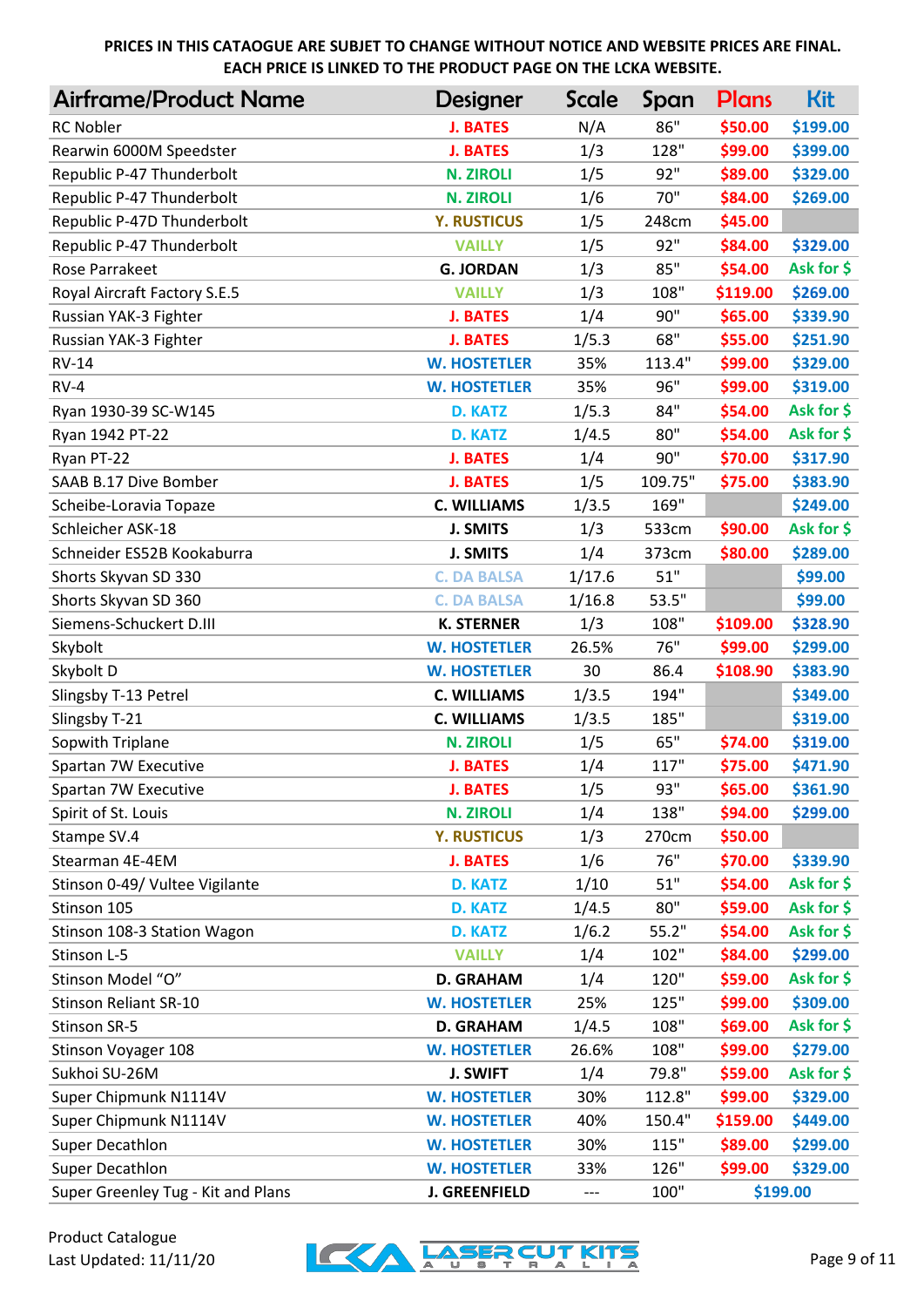**PRICES IN THIS CATAOGUE ARE SUBJET TO CHANGE WITHOUT NOTICE AND WEBSITE PRICES ARE FINAL. EACH PRICE IS LINKED TO THE PRODUCT PAGE ON THE LCKA WEBSITE.**

| Airframe/Product Name | Designer | Scale | Span | Plans | Kit |
|---|---|---|---|---|---|
| RC Nobler | J. BATES | N/A | 86" | $50.00 | $199.00 |
| Rearwin 6000M Speedster | J. BATES | 1/3 | 128" | $99.00 | $399.00 |
| Republic P-47 Thunderbolt | N. ZIROLI | 1/5 | 92" | $89.00 | $329.00 |
| Republic P-47 Thunderbolt | N. ZIROLI | 1/6 | 70" | $84.00 | $269.00 |
| Republic P-47D Thunderbolt | Y. RUSTICUS | 1/5 | 248cm | $45.00 | |
| Republic P-47 Thunderbolt | VAILLY | 1/5 | 92" | $84.00 | $329.00 |
| Rose Parrakeet | G. JORDAN | 1/3 | 85" | $54.00 | Ask for $ |
| Royal Aircraft Factory S.E.5 | VAILLY | 1/3 | 108" | $119.00 | $269.00 |
| Russian YAK-3 Fighter | J. BATES | 1/4 | 90" | $65.00 | $339.90 |
| Russian YAK-3 Fighter | J. BATES | 1/5.3 | 68" | $55.00 | $251.90 |
| RV-14 | W. HOSTETLER | 35% | 113.4" | $99.00 | $329.00 |
| RV-4 | W. HOSTETLER | 35% | 96" | $99.00 | $319.00 |
| Ryan 1930-39 SC-W145 | D. KATZ | 1/5.3 | 84" | $54.00 | Ask for $ |
| Ryan 1942 PT-22 | D. KATZ | 1/4.5 | 80" | $54.00 | Ask for $ |
| Ryan PT-22 | J. BATES | 1/4 | 90" | $70.00 | $317.90 |
| SAAB B.17 Dive Bomber | J. BATES | 1/5 | 109.75" | $75.00 | $383.90 |
| Scheibe-Loravia Topaze | C. WILLIAMS | 1/3.5 | 169" | | $249.00 |
| Schleicher ASK-18 | J. SMITS | 1/3 | 533cm | $90.00 | Ask for $ |
| Schneider ES52B Kookaburra | J. SMITS | 1/4 | 373cm | $80.00 | $289.00 |
| Shorts Skyvan SD 330 | C. DA BALSA | 1/17.6 | 51" | | $99.00 |
| Shorts Skyvan SD 360 | C. DA BALSA | 1/16.8 | 53.5" | | $99.00 |
| Siemens-Schuckert D.III | K. STERNER | 1/3 | 108" | $109.00 | $328.90 |
| Skybolt | W. HOSTETLER | 26.5% | 76" | $99.00 | $299.00 |
| Skybolt D | W. HOSTETLER | 30 | 86.4 | $108.90 | $383.90 |
| Slingsby T-13 Petrel | C. WILLIAMS | 1/3.5 | 194" | | $349.00 |
| Slingsby T-21 | C. WILLIAMS | 1/3.5 | 185" | | $319.00 |
| Sopwith Triplane | N. ZIROLI | 1/5 | 65" | $74.00 | $319.00 |
| Spartan 7W Executive | J. BATES | 1/4 | 117" | $75.00 | $471.90 |
| Spartan 7W Executive | J. BATES | 1/5 | 93" | $65.00 | $361.90 |
| Spirit of St. Louis | N. ZIROLI | 1/4 | 138" | $94.00 | $299.00 |
| Stampe SV.4 | Y. RUSTICUS | 1/3 | 270cm | $50.00 | |
| Stearman 4E-4EM | J. BATES | 1/6 | 76" | $70.00 | $339.90 |
| Stinson 0-49/ Vultee Vigilante | D. KATZ | 1/10 | 51" | $54.00 | Ask for $ |
| Stinson 105 | D. KATZ | 1/4.5 | 80" | $59.00 | Ask for $ |
| Stinson 108-3 Station Wagon | D. KATZ | 1/6.2 | 55.2" | $54.00 | Ask for $ |
| Stinson L-5 | VAILLY | 1/4 | 102" | $84.00 | $299.00 |
| Stinson Model "O" | D. GRAHAM | 1/4 | 120" | $59.00 | Ask for $ |
| Stinson Reliant SR-10 | W. HOSTETLER | 25% | 125" | $99.00 | $309.00 |
| Stinson SR-5 | D. GRAHAM | 1/4.5 | 108" | $69.00 | Ask for $ |
| Stinson Voyager 108 | W. HOSTETLER | 26.6% | 108" | $99.00 | $279.00 |
| Sukhoi SU-26M | J. SWIFT | 1/4 | 79.8" | $59.00 | Ask for $ |
| Super Chipmunk N1114V | W. HOSTETLER | 30% | 112.8" | $99.00 | $329.00 |
| Super Chipmunk N1114V | W. HOSTETLER | 40% | 150.4" | $159.00 | $449.00 |
| Super Decathlon | W. HOSTETLER | 30% | 115" | $89.00 | $299.00 |
| Super Decathlon | W. HOSTETLER | 33% | 126" | $99.00 | $329.00 |
| Super Greenley Tug - Kit and Plans | J. GREENFIELD | --- | 100" | $199.00 | |

Product Catalogue
Last Updated: 11/11/20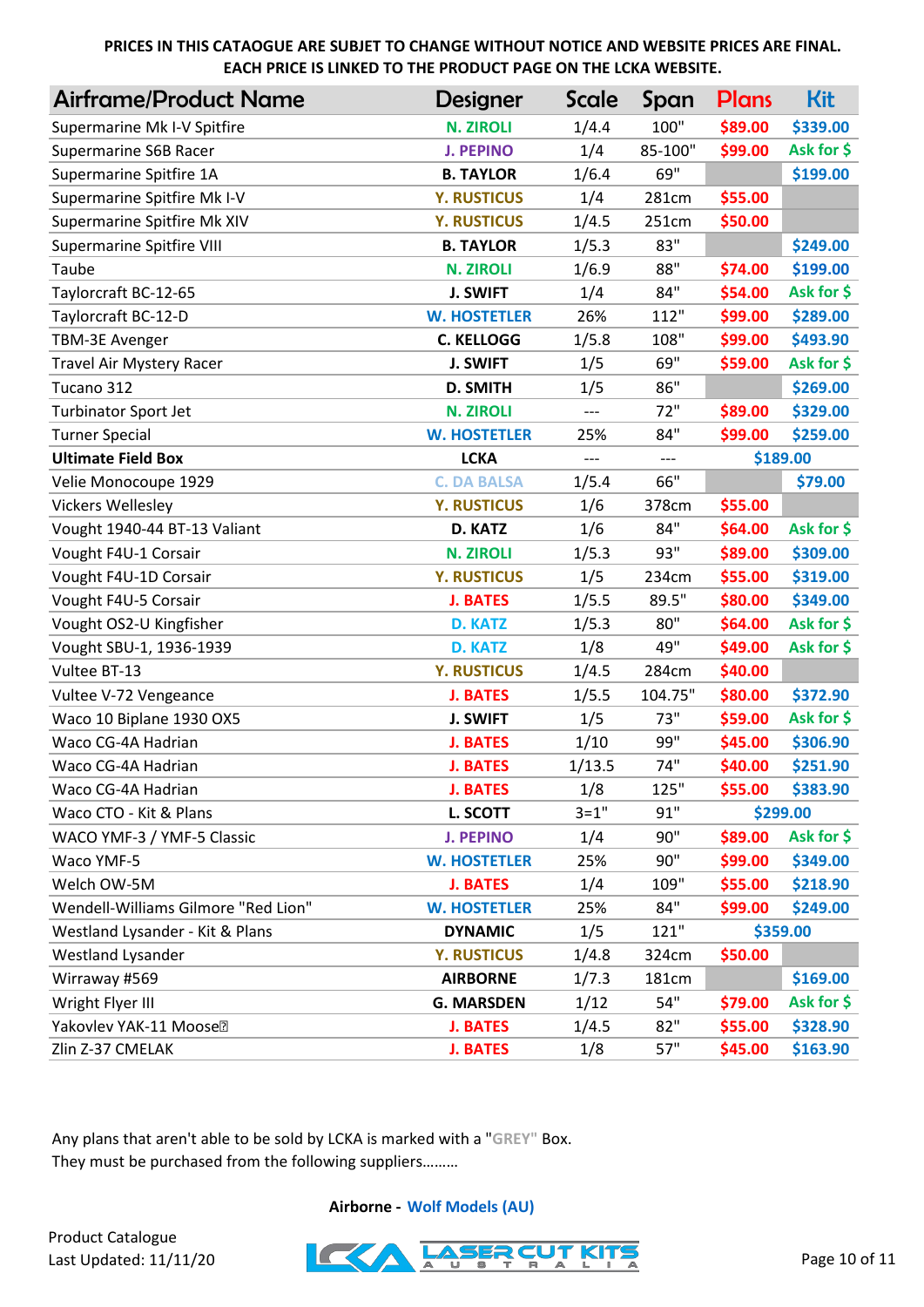**PRICES IN THIS CATAOGUE ARE SUBJET TO CHANGE WITHOUT NOTICE AND WEBSITE PRICES ARE FINAL.**
**EACH PRICE IS LINKED TO THE PRODUCT PAGE ON THE LCKA WEBSITE.**

| Airframe/Product Name | Designer | Scale | Span | Plans | Kit |
|---|---|---|---|---|---|
| Supermarine Mk I-V Spitfire | N. ZIROLI | 1/4.4 | 100" | $89.00 | $339.00 |
| Supermarine S6B Racer | J. PEPINO | 1/4 | 85-100" | $99.00 | Ask for $ |
| Supermarine Spitfire 1A | B. TAYLOR | 1/6.4 | 69" | | $199.00 |
| Supermarine Spitfire Mk I-V | Y. RUSTICUS | 1/4 | 281cm | $55.00 | |
| Supermarine Spitfire Mk XIV | Y. RUSTICUS | 1/4.5 | 251cm | $50.00 | |
| Supermarine Spitfire VIII | B. TAYLOR | 1/5.3 | 83" | | $249.00 |
| Taube | N. ZIROLI | 1/6.9 | 88" | $74.00 | $199.00 |
| Taylorcraft BC-12-65 | J. SWIFT | 1/4 | 84" | $54.00 | Ask for $ |
| Taylorcraft BC-12-D | W. HOSTETLER | 26% | 112" | $99.00 | $289.00 |
| TBM-3E Avenger | C. KELLOGG | 1/5.8 | 108" | $99.00 | $493.90 |
| Travel Air Mystery Racer | J. SWIFT | 1/5 | 69" | $59.00 | Ask for $ |
| Tucano 312 | D. SMITH | 1/5 | 86" | | $269.00 |
| Turbinator Sport Jet | N. ZIROLI | --- | 72" | $89.00 | $329.00 |
| Turner Special | W. HOSTETLER | 25% | 84" | $99.00 | $259.00 |
| **Ultimate Field Box** | LCKA | --- | --- | $189.00 | |
| Velie Monocoupe 1929 | C. DA BALSA | 1/5.4 | 66" | | $79.00 |
| Vickers Wellesley | Y. RUSTICUS | 1/6 | 378cm | $55.00 | |
| Vought 1940-44 BT-13 Valiant | D. KATZ | 1/6 | 84" | $64.00 | Ask for $ |
| Vought F4U-1 Corsair | N. ZIROLI | 1/5.3 | 93" | $89.00 | $309.00 |
| Vought F4U-1D Corsair | Y. RUSTICUS | 1/5 | 234cm | $55.00 | $319.00 |
| Vought F4U-5 Corsair | J. BATES | 1/5.5 | 89.5" | $80.00 | $349.00 |
| Vought OS2-U Kingfisher | D. KATZ | 1/5.3 | 80" | $64.00 | Ask for $ |
| Vought SBU-1, 1936-1939 | D. KATZ | 1/8 | 49" | $49.00 | Ask for $ |
| Vultee BT-13 | Y. RUSTICUS | 1/4.5 | 284cm | $40.00 | |
| Vultee V-72 Vengeance | J. BATES | 1/5.5 | 104.75" | $80.00 | $372.90 |
| Waco 10 Biplane 1930 OX5 | J. SWIFT | 1/5 | 73" | $59.00 | Ask for $ |
| Waco CG-4A Hadrian | J. BATES | 1/10 | 99" | $45.00 | $306.90 |
| Waco CG-4A Hadrian | J. BATES | 1/13.5 | 74" | $40.00 | $251.90 |
| Waco CG-4A Hadrian | J. BATES | 1/8 | 125" | $55.00 | $383.90 |
| Waco CTO - Kit & Plans | L. SCOTT | 3=1" | 91" | $299.00 | |
| WACO YMF-3 / YMF-5 Classic | J. PEPINO | 1/4 | 90" | $89.00 | Ask for $ |
| Waco YMF-5 | W. HOSTETLER | 25% | 90" | $99.00 | $349.00 |
| Welch OW-5M | J. BATES | 1/4 | 109" | $55.00 | $218.90 |
| Wendell-Williams Gilmore "Red Lion" | W. HOSTETLER | 25% | 84" | $99.00 | $249.00 |
| Westland Lysander - Kit & Plans | DYNAMIC | 1/5 | 121" | $359.00 | |
| Westland Lysander | Y. RUSTICUS | 1/4.8 | 324cm | $50.00 | |
| Wirraway #569 | AIRBORNE | 1/7.3 | 181cm | | $169.00 |
| Wright Flyer III | G. MARSDEN | 1/12 | 54" | $79.00 | Ask for $ |
| Yakovlev YAK-11 Moose | J. BATES | 1/4.5 | 82" | $55.00 | $328.90 |
| Zlin Z-37 CMELAK | J. BATES | 1/8 | 57" | $45.00 | $163.90 |

Any plans that aren't able to be sold by LCKA is marked with a "GREY" Box.
They must be purchased from the following suppliers………

**Airborne -** Wolf Models (AU)

Product Catalogue
Last Updated: 11/11/20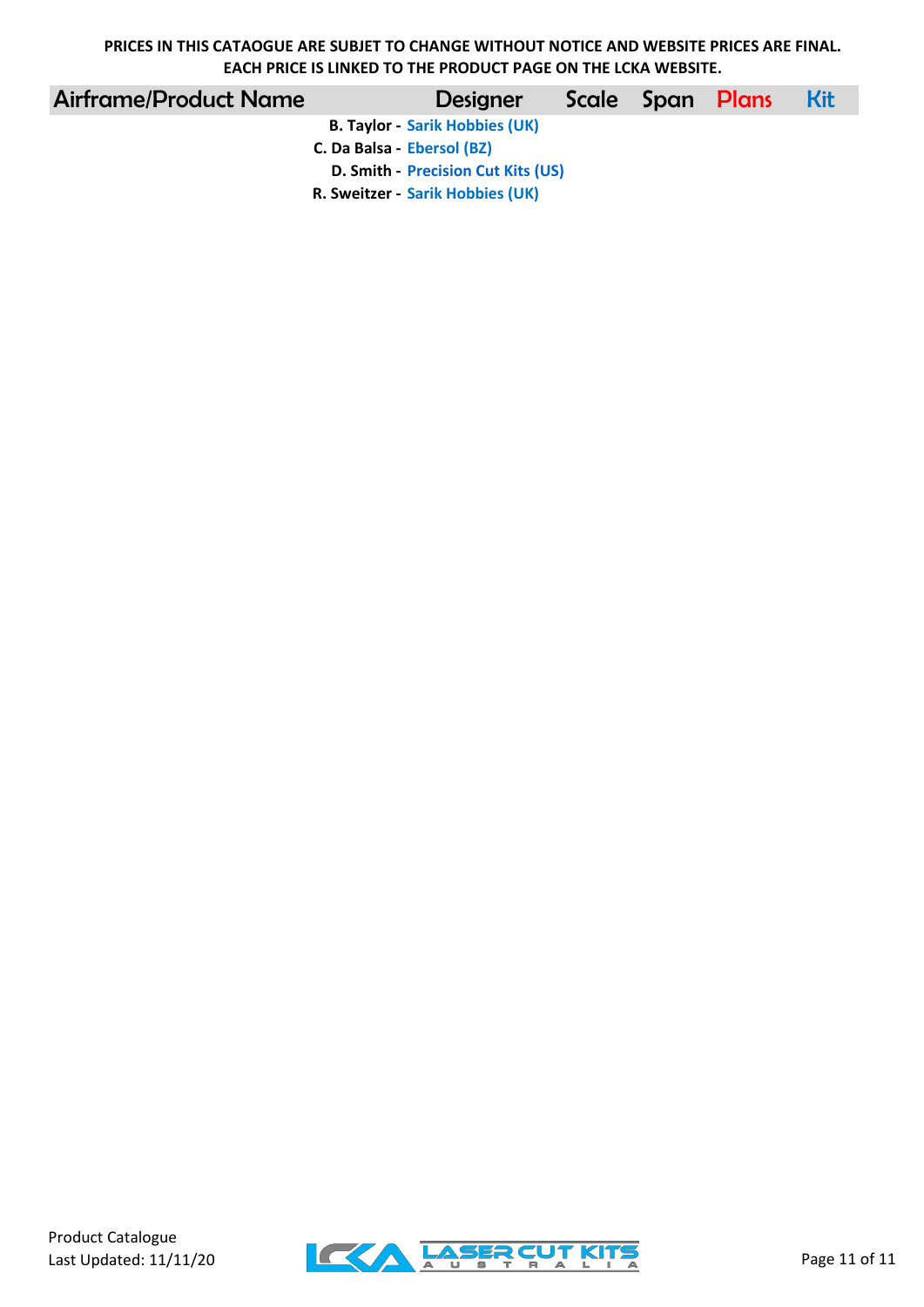PRICES IN THIS CATAOGUE ARE SUBJET TO CHANGE WITHOUT NOTICE AND WEBSITE PRICES ARE FINAL.
EACH PRICE IS LINKED TO THE PRODUCT PAGE ON THE LCKA WEBSITE.

| Airframe/Product Name | Designer | Scale | Span | Plans | Kit |
|---|---|---|---|---|---|

**B. Taylor - Sarik Hobbies (UK)**
**C. Da Balsa - Ebersol (BZ)**
**D. Smith - Precision Cut Kits (US)**
**R. Sweitzer - Sarik Hobbies (UK)**

Product Catalogue
Last Updated: 11/11/20